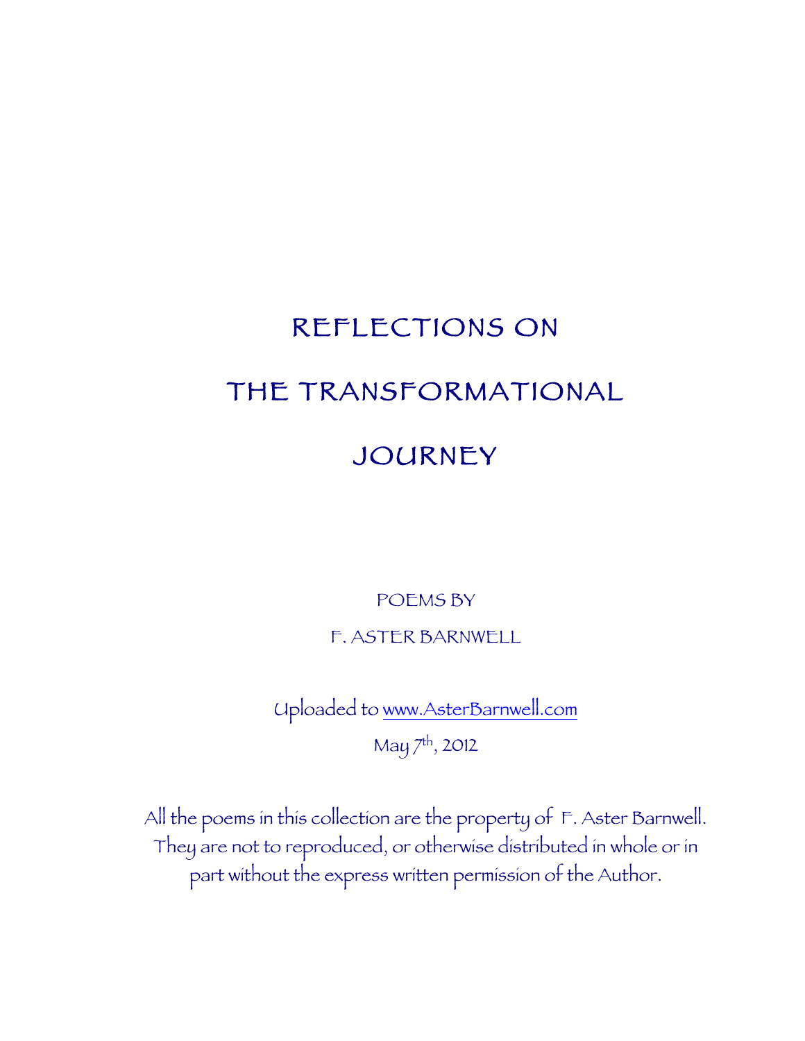# REFLECTIONS ON THE TRANSFORMATIONAL JOURNEY

POEMS BY

F. ASTER BARNWELL

Uploaded to www.AsterBarnwell.com

May 7th, 2012

All the poems in this collection are the property of F. Aster Barnwell. They are not to reproduced, or otherwise distributed in whole or in part without the express written permission of the Author.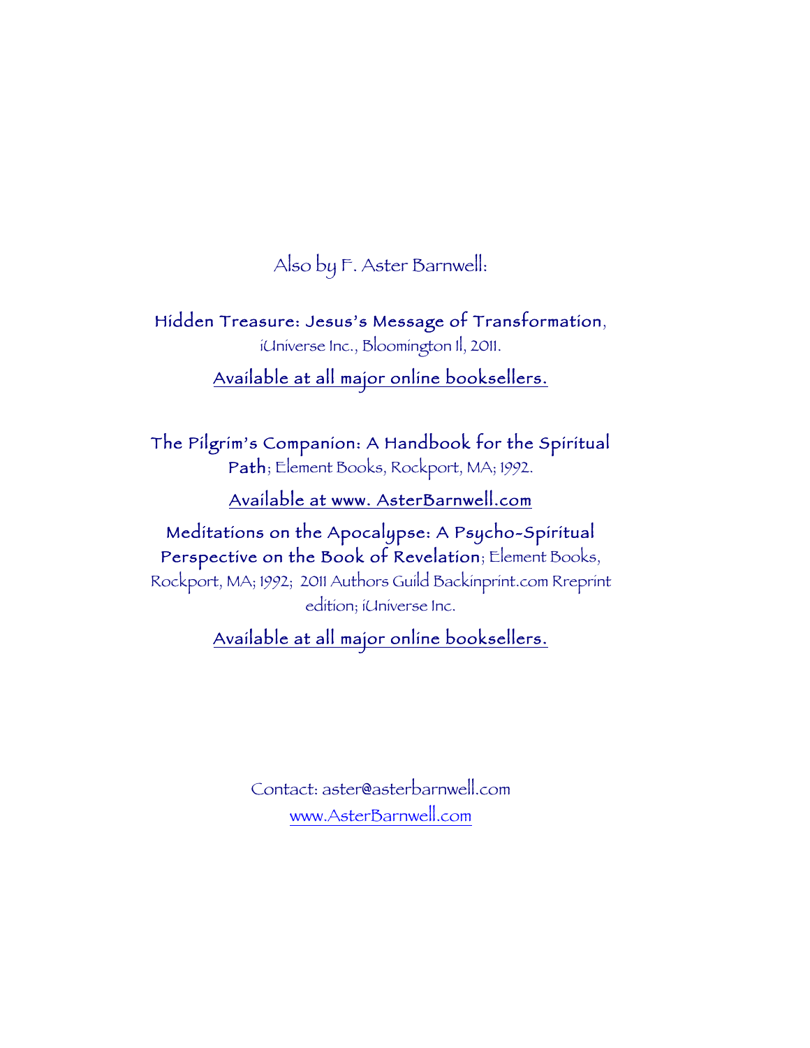Also by F. Aster Barnwell:

**Hidden Treasure: Jesus's Message of Transformation**, iUniverse Inc., Bloomington Il, 2011.

Available at all major online booksellers.

**The Pilgrim's Companion: A Handbook for the Spiritual Path**; Element Books, Rockport, MA; 1992.

Available at www. AsterBarnwell.com

**Meditations on the Apocalypse: A Psycho-Spiritual Perspective on the Book of Revelation**; Element Books, Rockport, MA; 1992; 2011 Authors Guild Backinprint.com Rreprint edition; iUniverse Inc.

Available at all major online booksellers.

Contact: aster@asterbarnwell.com
www.AsterBarnwell.com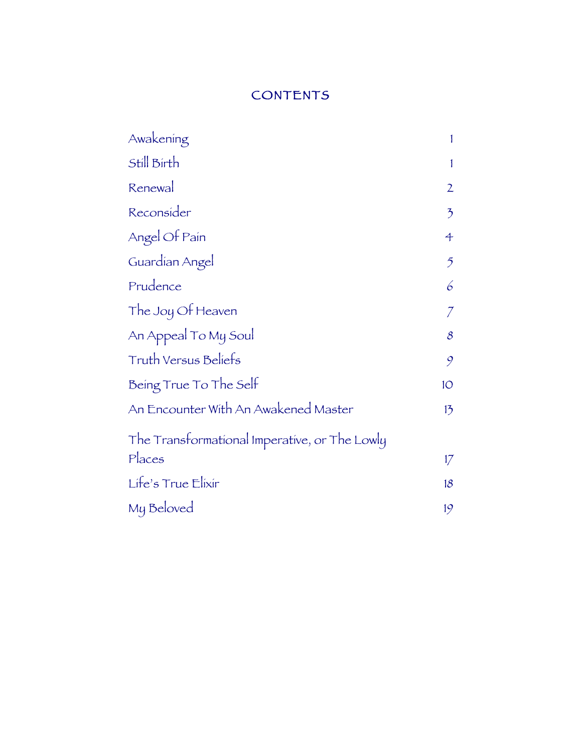# CONTENTS

| | |
|---|---|
| Awakening | 1 |
| Still Birth | 1 |
| Renewal | 2 |
| Reconsider | 3 |
| Angel Of Pain | 4 |
| Guardian Angel | 5 |
| Prudence | 6 |
| The Joy Of Heaven | 7 |
| An Appeal To My Soul | 8 |
| Truth Versus Beliefs | 9 |
| Being True To The Self | 10 |
| An Encounter With An Awakened Master | 13 |
| The Transformational Imperative, or The Lowly Places | 17 |
| Life's True Elixir | 18 |
| My Beloved | 19 |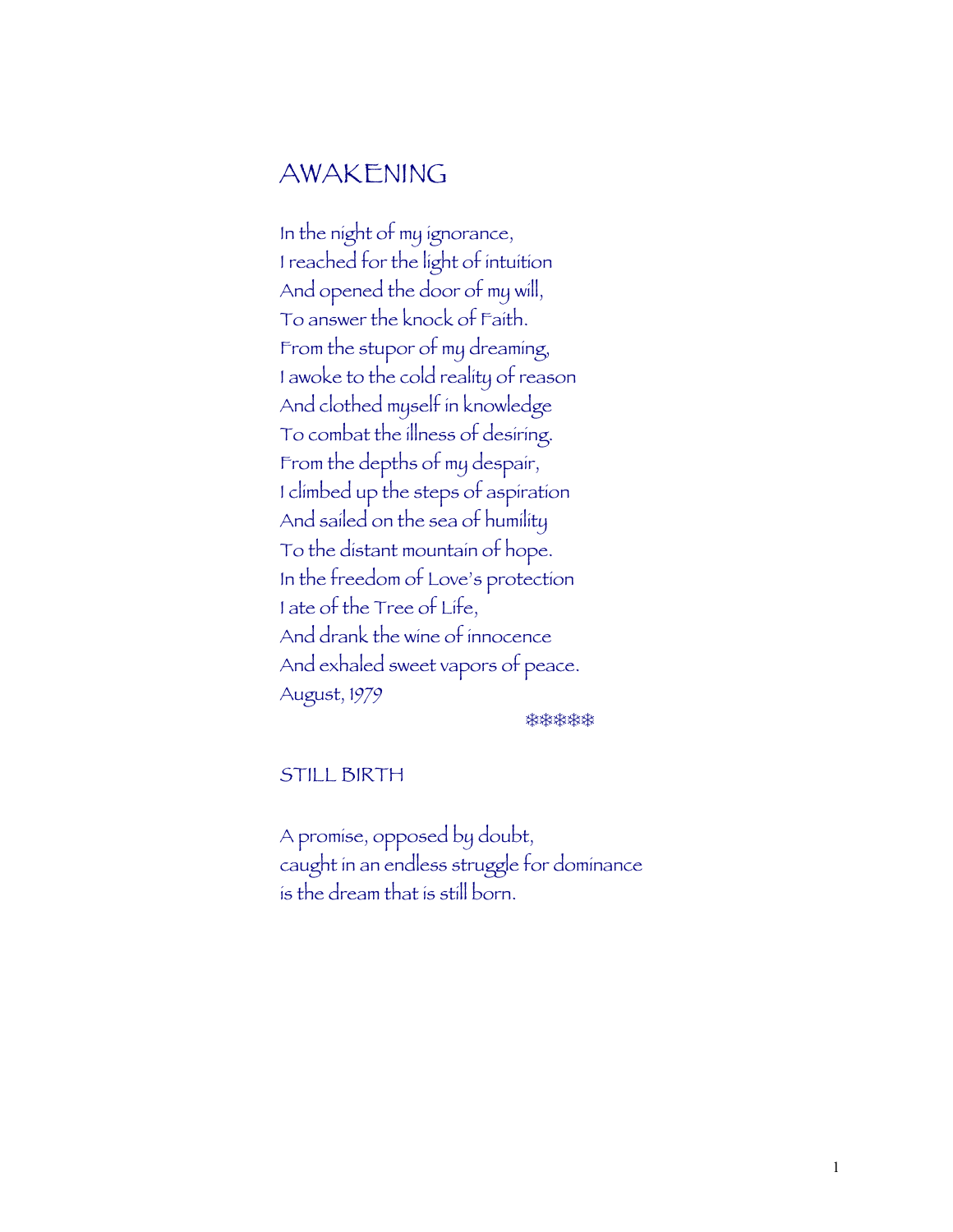## AWAKENING

In the night of my ignorance,  
I reached for the light of intuition  
And opened the door of my will,  
To answer the knock of Faith.  
From the stupor of my dreaming,  
I awoke to the cold reality of reason  
And clothed myself in knowledge  
To combat the illness of desiring.  
From the depths of my despair,  
I climbed up the steps of aspiration  
And sailed on the sea of humility  
To the distant mountain of hope.  
In the freedom of Love's protection  
I ate of the Tree of Life,  
And drank the wine of innocence  
And exhaled sweet vapors of peace.  
August, 1979

❄❄❄❄❄

## STILL BIRTH

A promise, opposed by doubt,  
caught in an endless struggle for dominance  
is the dream that is still born.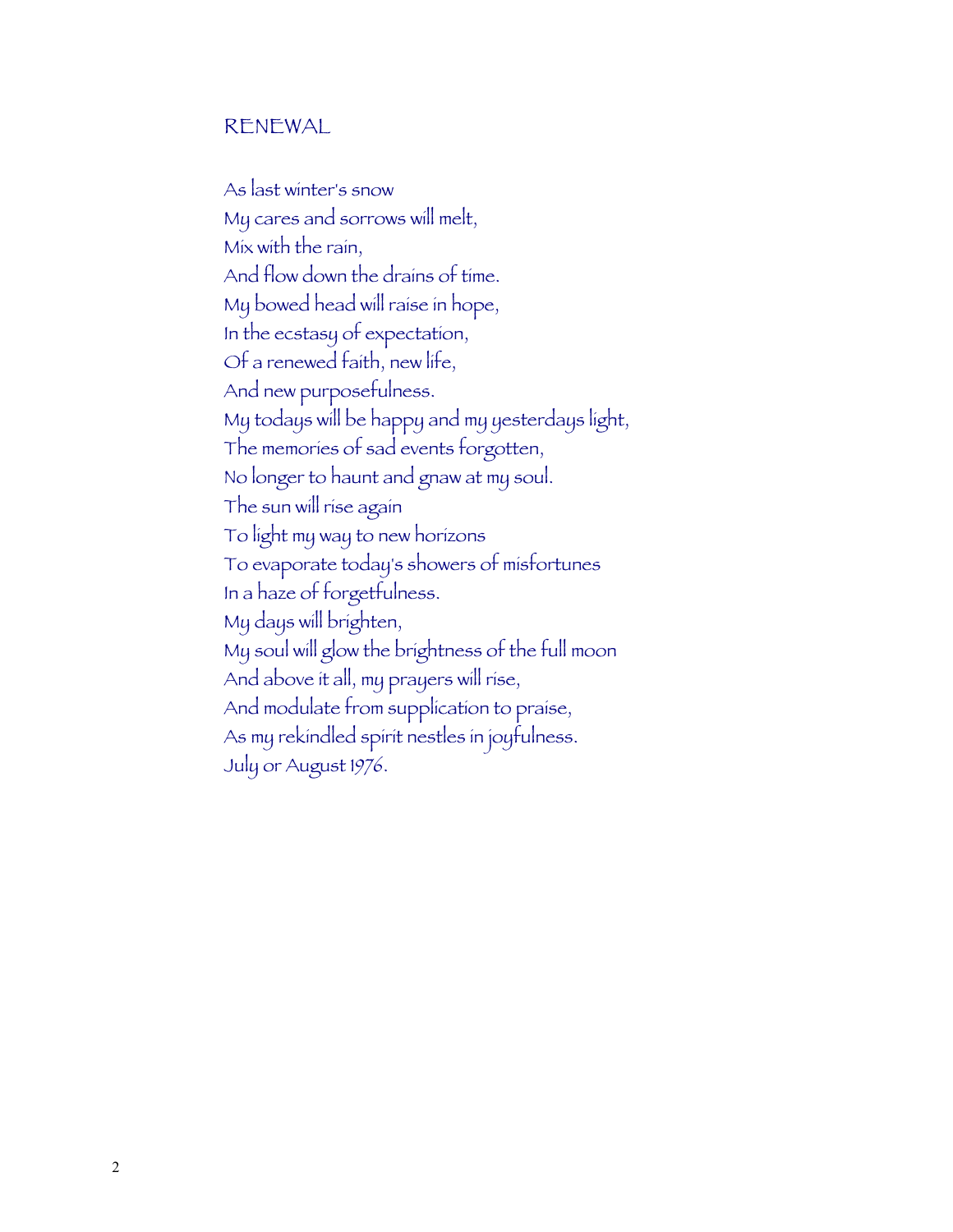## RENEWAL

As last winter's snow  
My cares and sorrows will melt,  
Mix with the rain,  
And flow down the drains of time.  
My bowed head will raise in hope,  
In the ecstasy of expectation,  
Of a renewed faith, new life,  
And new purposefulness.  
My todays will be happy and my yesterdays light,  
The memories of sad events forgotten,  
No longer to haunt and gnaw at my soul.  
The sun will rise again  
To light my way to new horizons  
To evaporate today's showers of misfortunes  
In a haze of forgetfulness.  
My days will brighten,  
My soul will glow the brightness of the full moon  
And above it all, my prayers will rise,  
And modulate from supplication to praise,  
As my rekindled spirit nestles in joyfulness.  
July or August 1976.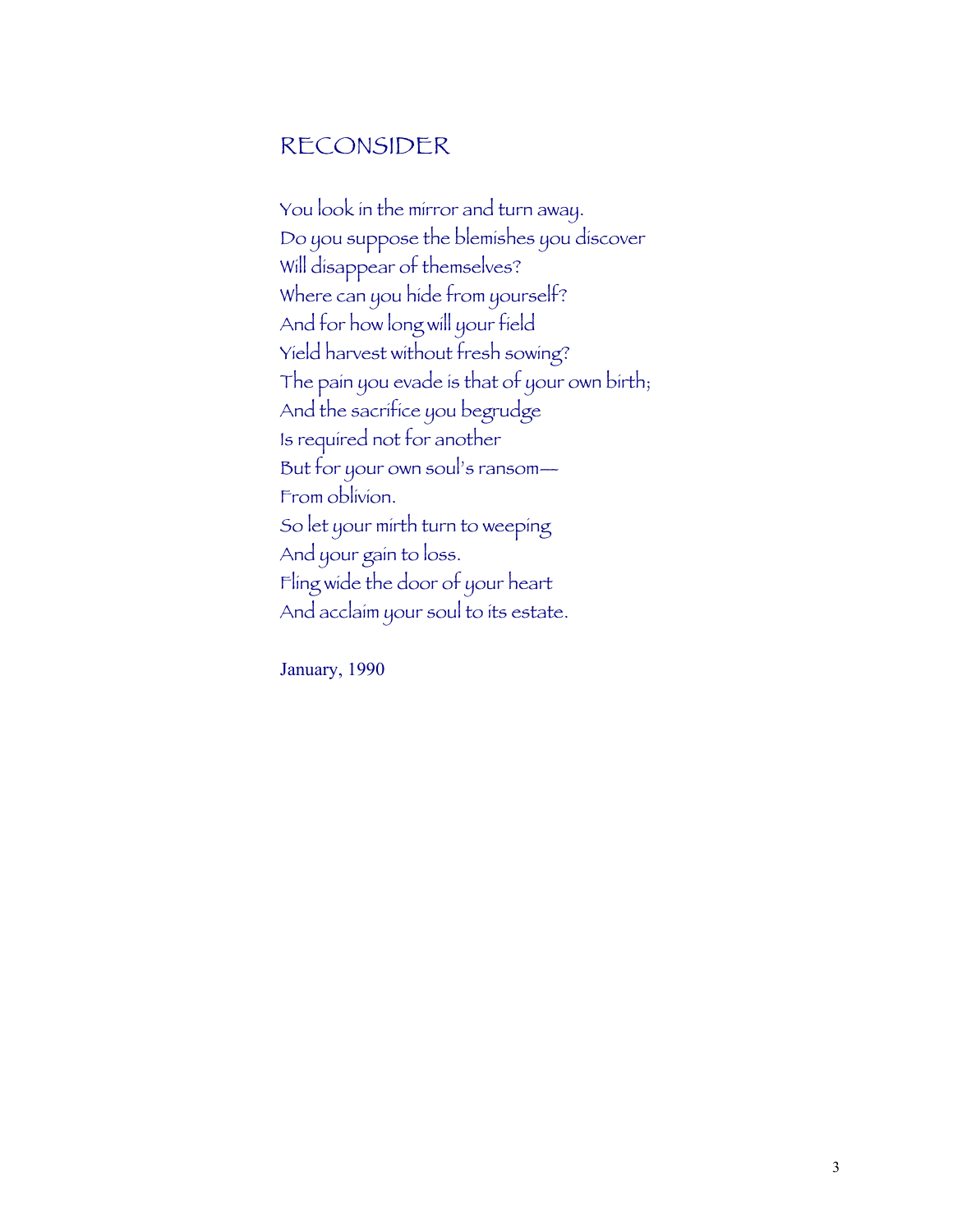## RECONSIDER

You look in the mirror and turn away.  
Do you suppose the blemishes you discover  
Will disappear of themselves?  
Where can you hide from yourself?  
And for how long will your field  
Yield harvest without fresh sowing?  
The pain you evade is that of your own birth;  
And the sacrifice you begrudge  
Is required not for another  
But for your own soul's ransom—  
From oblivion.  
So let your mirth turn to weeping  
And your gain to loss.  
Fling wide the door of your heart  
And acclaim your soul to its estate.

January, 1990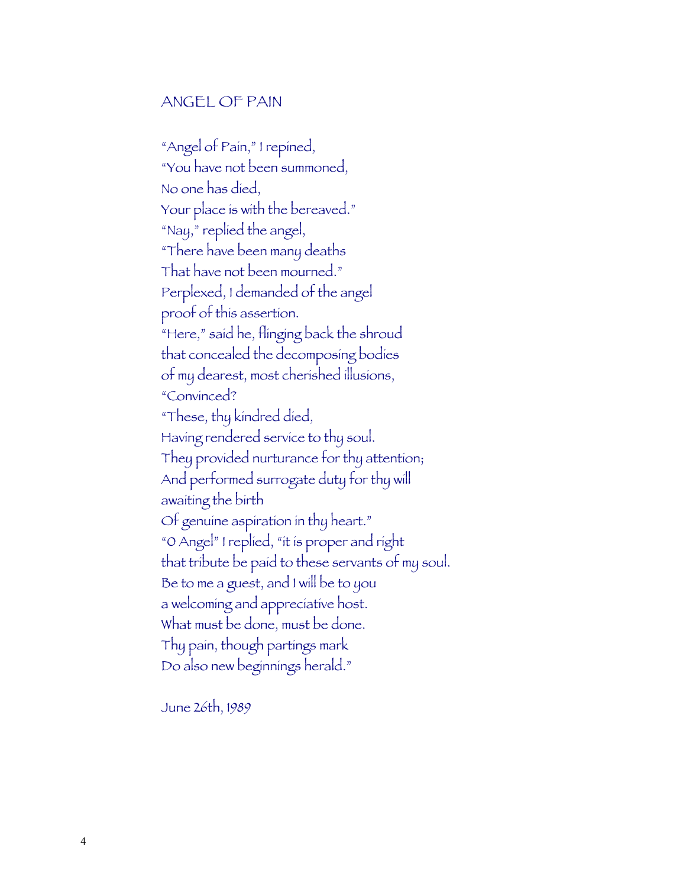## ANGEL OF PAIN

"Angel of Pain," I repined,  
"You have not been summoned,  
No one has died,  
Your place is with the bereaved."  
"Nay," replied the angel,  
"There have been many deaths  
That have not been mourned."  
Perplexed, I demanded of the angel  
proof of this assertion.  
"Here," said he, flinging back the shroud  
that concealed the decomposing bodies  
of my dearest, most cherished illusions,  
"Convinced?  
"These, thy kindred died,  
Having rendered service to thy soul.  
They provided nurturance for thy attention;  
And performed surrogate duty for thy will  
awaiting the birth  
Of genuine aspiration in thy heart."  
"O Angel" I replied, "it is proper and right  
that tribute be paid to these servants of my soul.  
Be to me a guest, and I will be to you  
a welcoming and appreciative host.  
What must be done, must be done.  
Thy pain, though partings mark  
Do also new beginnings herald."

June 26th, 1989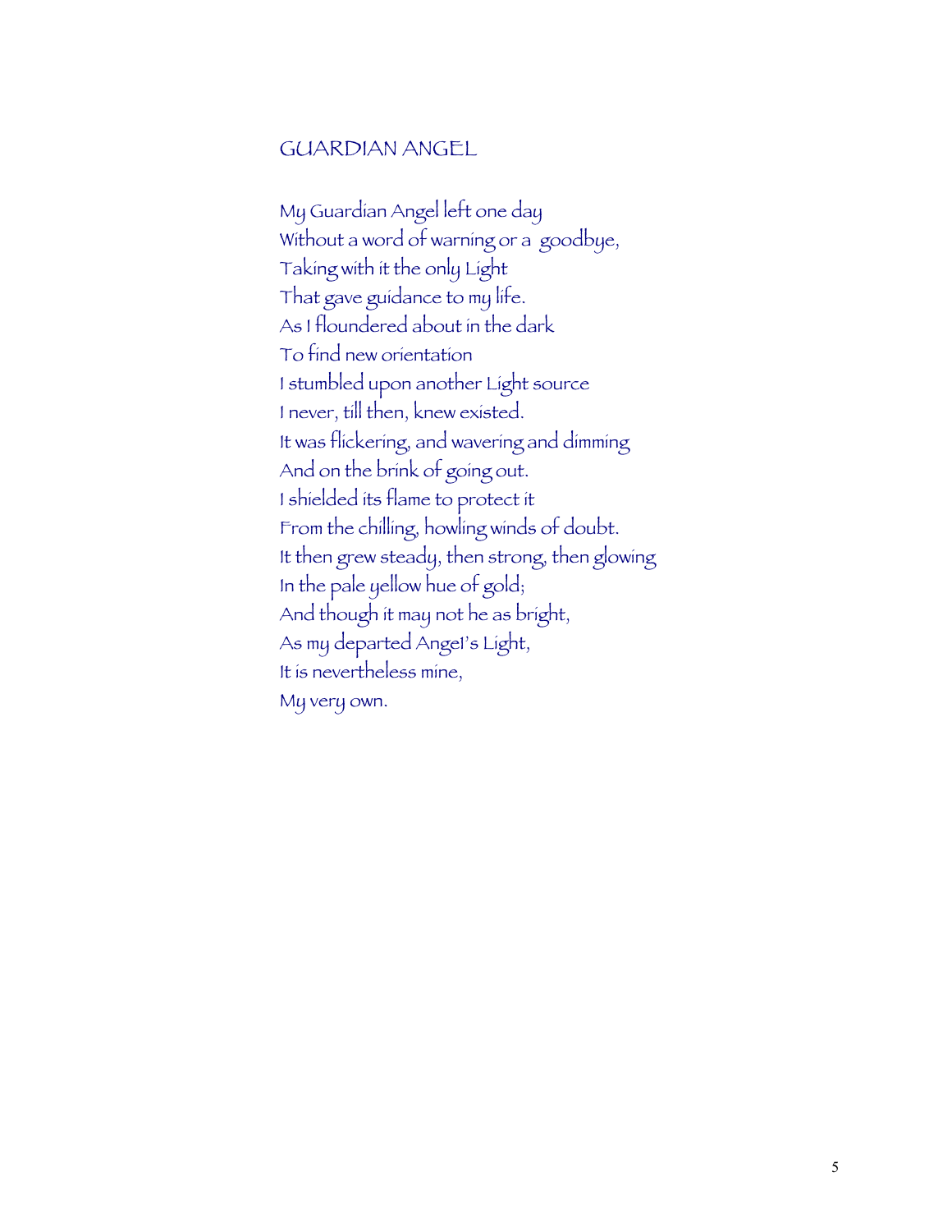## GUARDIAN ANGEL

My Guardian Angel left one day  
Without a word of warning or a goodbye,  
Taking with it the only Light  
That gave guidance to my life.  
As I floundered about in the dark  
To find new orientation  
I stumbled upon another Light source  
I never, till then, knew existed.  
It was flickering, and wavering and dimming  
And on the brink of going out.  
I shielded its flame to protect it  
From the chilling, howling winds of doubt.  
It then grew steady, then strong, then glowing  
In the pale yellow hue of gold;  
And though it may not be as bright,  
As my departed Angel's Light,  
It is nevertheless mine,  
My very own.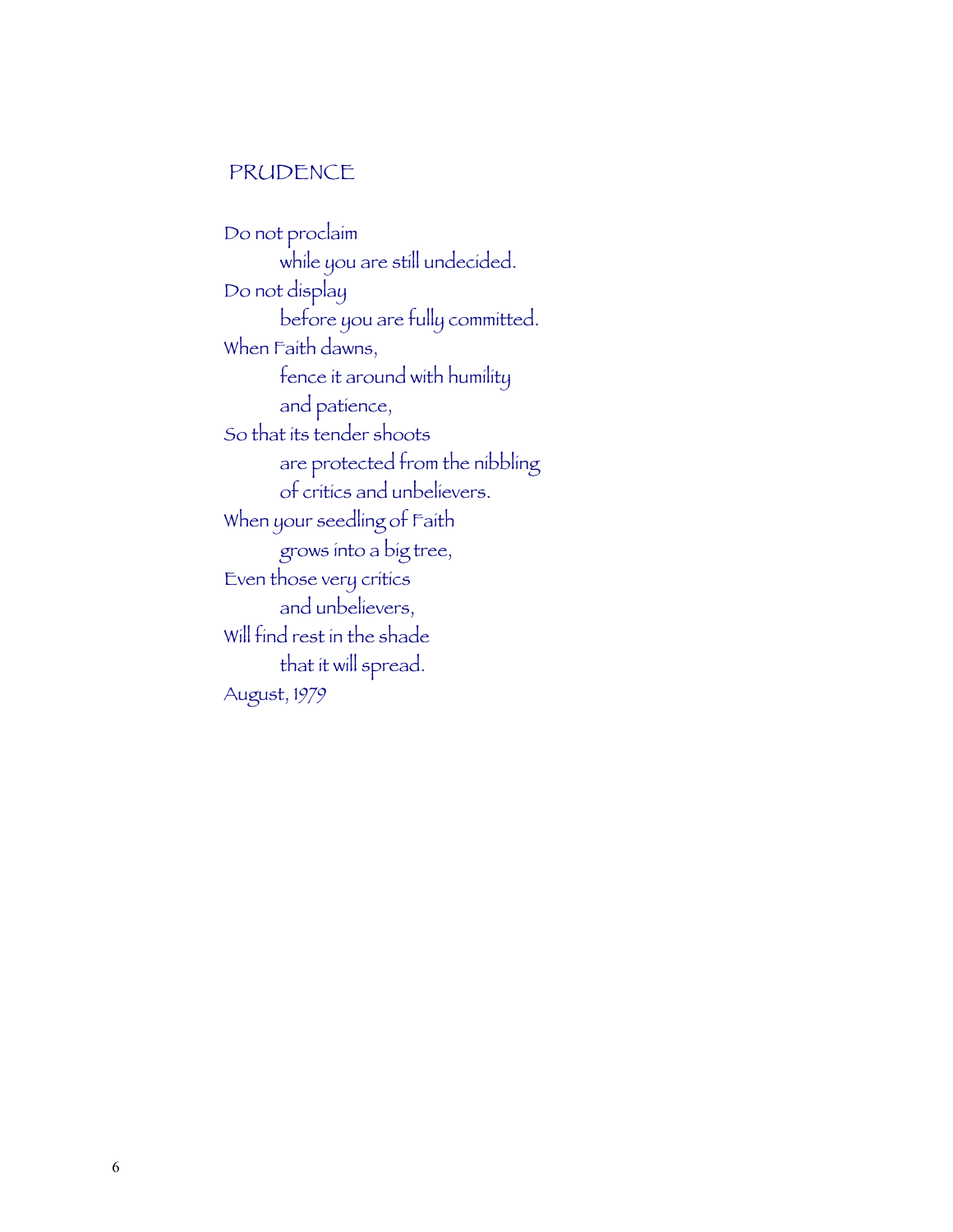## PRUDENCE

Do not proclaim  
&nbsp;&nbsp;&nbsp;&nbsp;&nbsp;&nbsp;&nbsp;&nbsp;while you are still undecided.  
Do not display  
&nbsp;&nbsp;&nbsp;&nbsp;&nbsp;&nbsp;&nbsp;&nbsp;before you are fully committed.  
When Faith dawns,  
&nbsp;&nbsp;&nbsp;&nbsp;&nbsp;&nbsp;&nbsp;&nbsp;fence it around with humility  
&nbsp;&nbsp;&nbsp;&nbsp;&nbsp;&nbsp;&nbsp;&nbsp;and patience,  
So that its tender shoots  
&nbsp;&nbsp;&nbsp;&nbsp;&nbsp;&nbsp;&nbsp;&nbsp;are protected from the nibbling  
&nbsp;&nbsp;&nbsp;&nbsp;&nbsp;&nbsp;&nbsp;&nbsp;of critics and unbelievers.  
When your seedling of Faith  
&nbsp;&nbsp;&nbsp;&nbsp;&nbsp;&nbsp;&nbsp;&nbsp;grows into a big tree,  
Even those very critics  
&nbsp;&nbsp;&nbsp;&nbsp;&nbsp;&nbsp;&nbsp;&nbsp;and unbelievers,  
Will find rest in the shade  
&nbsp;&nbsp;&nbsp;&nbsp;&nbsp;&nbsp;&nbsp;&nbsp;that it will spread.  
August, 1979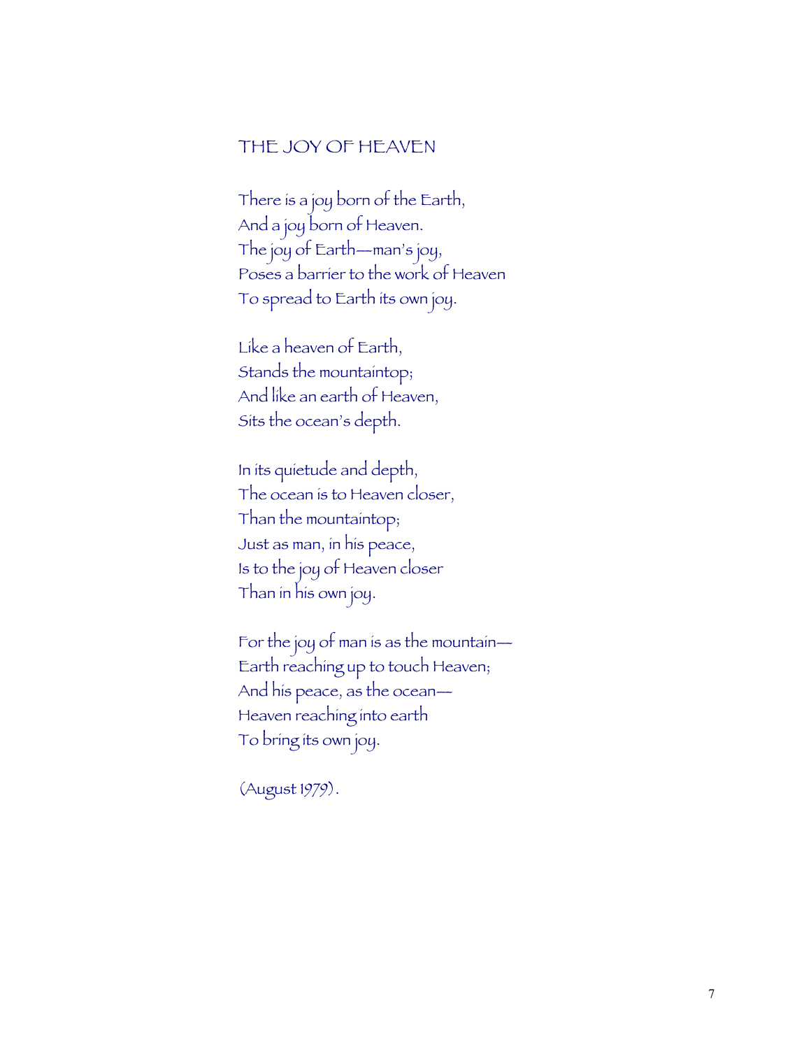## THE JOY OF HEAVEN

There is a joy born of the Earth,  
And a joy born of Heaven.  
The joy of Earth—man's joy,  
Poses a barrier to the work of Heaven  
To spread to Earth its own joy.

Like a heaven of Earth,  
Stands the mountaintop;  
And like an earth of Heaven,  
Sits the ocean's depth.

In its quietude and depth,  
The ocean is to Heaven closer,  
Than the mountaintop;  
Just as man, in his peace,  
Is to the joy of Heaven closer  
Than in his own joy.

For the joy of man is as the mountain—  
Earth reaching up to touch Heaven;  
And his peace, as the ocean—  
Heaven reaching into earth  
To bring its own joy.

(August 1979).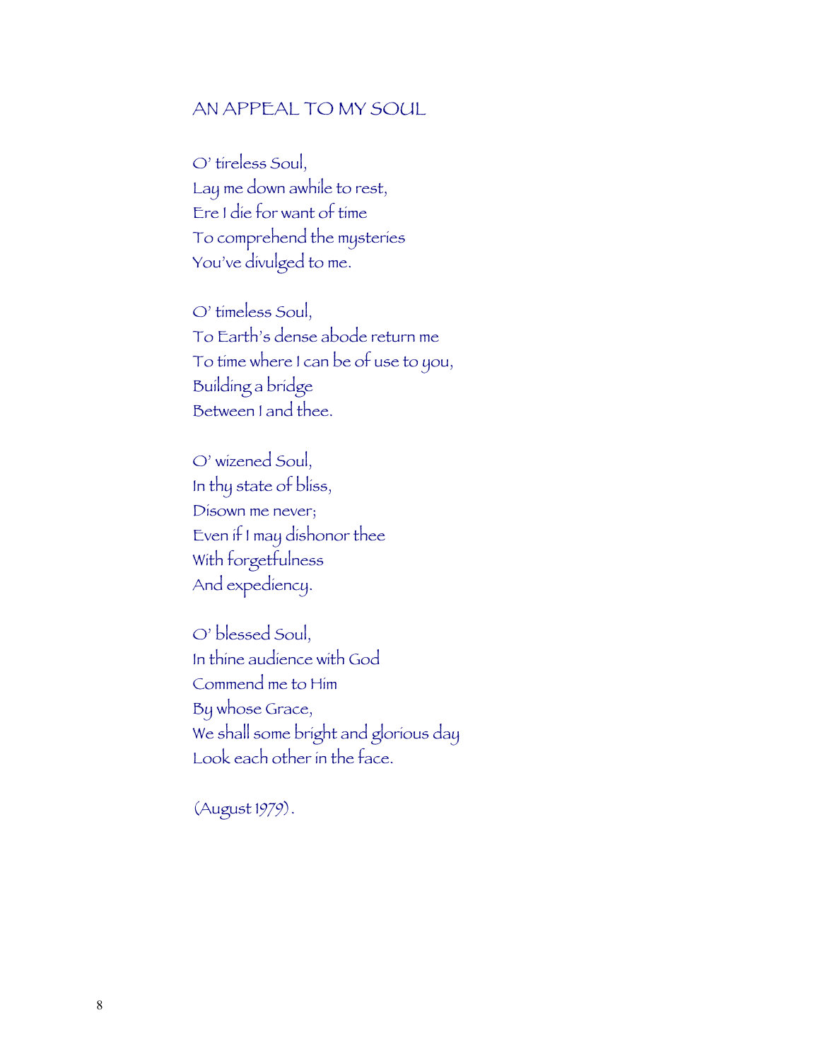## AN APPEAL TO MY SOUL

O' tireless Soul,  
Lay me down awhile to rest,  
Ere I die for want of time  
To comprehend the mysteries  
You've divulged to me.

O' timeless Soul,  
To Earth's dense abode return me  
To time where I can be of use to you,  
Building a bridge  
Between I and thee.

O' wizened Soul,  
In thy state of bliss,  
Disown me never;  
Even if I may dishonor thee  
With forgetfulness  
And expediency.

O' blessed Soul,  
In thine audience with God  
Commend me to Him  
By whose Grace,  
We shall some bright and glorious day  
Look each other in the face.

(August 1979).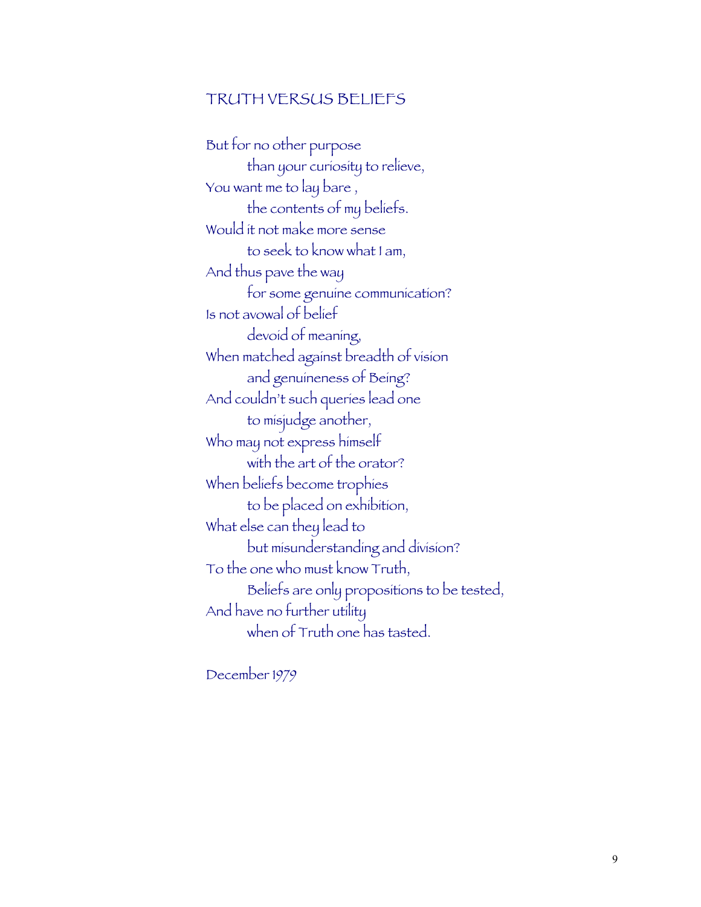## TRUTH VERSUS BELIEFS

But for no other purpose  
    than your curiosity to relieve,  
You want me to lay bare ,  
    the contents of my beliefs.  
Would it not make more sense  
    to seek to know what I am,  
And thus pave the way  
    for some genuine communication?  
Is not avowal of belief  
    devoid of meaning,  
When matched against breadth of vision  
    and genuineness of Being?  
And couldn't such queries lead one  
    to misjudge another,  
Who may not express himself  
    with the art of the orator?  
When beliefs become trophies  
    to be placed on exhibition,  
What else can they lead to  
    but misunderstanding and division?  
To the one who must know Truth,  
    Beliefs are only propositions to be tested,  
And have no further utility  
    when of Truth one has tasted.

December 1979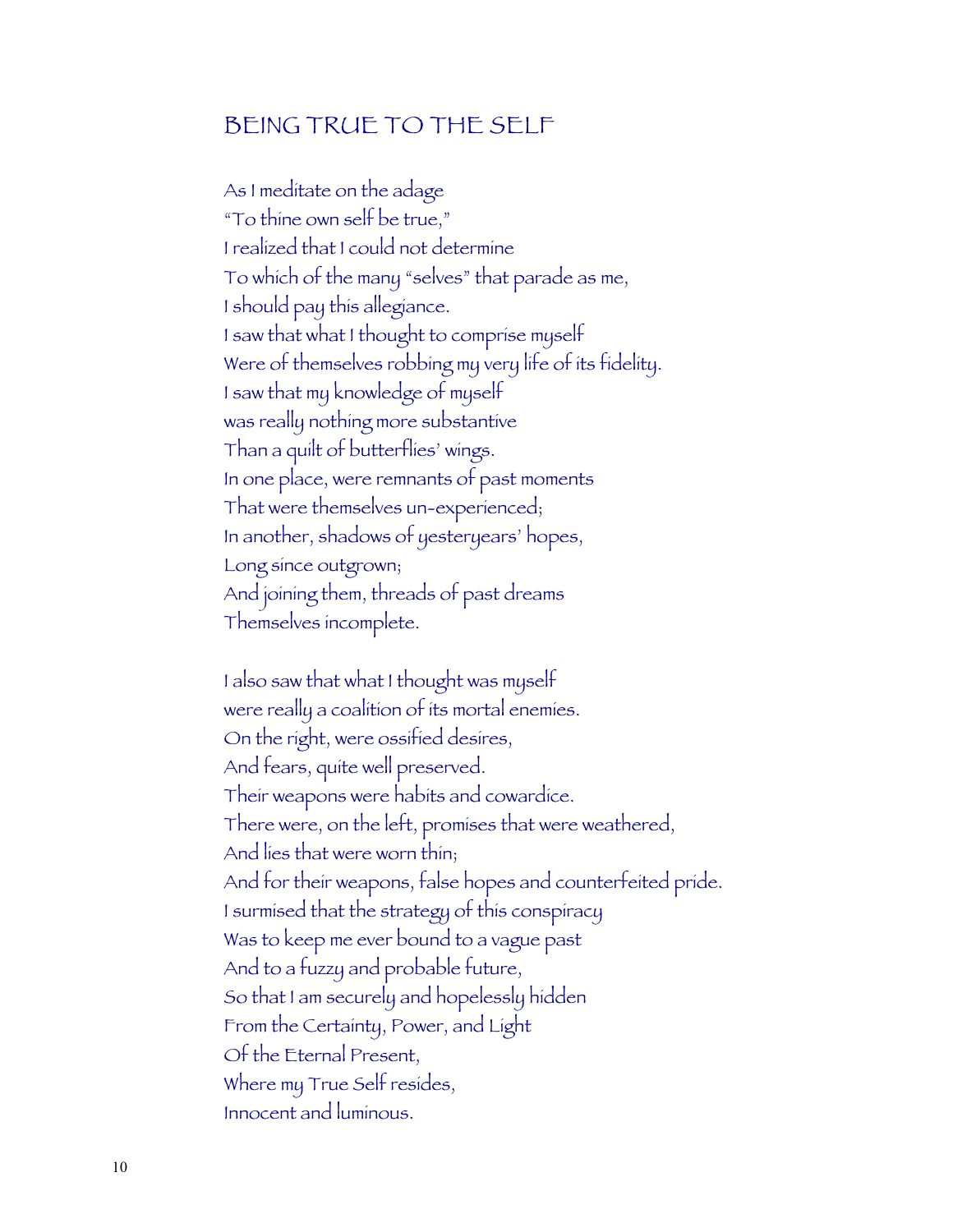## BEING TRUE TO THE SELF

As I meditate on the adage  
"To thine own self be true,"  
I realized that I could not determine  
To which of the many "selves" that parade as me,  
I should pay this allegiance.  
I saw that what I thought to comprise myself  
Were of themselves robbing my very life of its fidelity.  
I saw that my knowledge of myself  
was really nothing more substantive  
Than a quilt of butterflies' wings.  
In one place, were remnants of past moments  
That were themselves un-experienced;  
In another, shadows of yesteryears' hopes,  
Long since outgrown;  
And joining them, threads of past dreams  
Themselves incomplete.

I also saw that what I thought was myself  
were really a coalition of its mortal enemies.  
On the right, were ossified desires,  
And fears, quite well preserved.  
Their weapons were habits and cowardice.  
There were, on the left, promises that were weathered,  
And lies that were worn thin;  
And for their weapons, false hopes and counterfeited pride.  
I surmised that the strategy of this conspiracy  
Was to keep me ever bound to a vague past  
And to a fuzzy and probable future,  
So that I am securely and hopelessly hidden  
From the Certainty, Power, and Light  
Of the Eternal Present,  
Where my True Self resides,  
Innocent and luminous.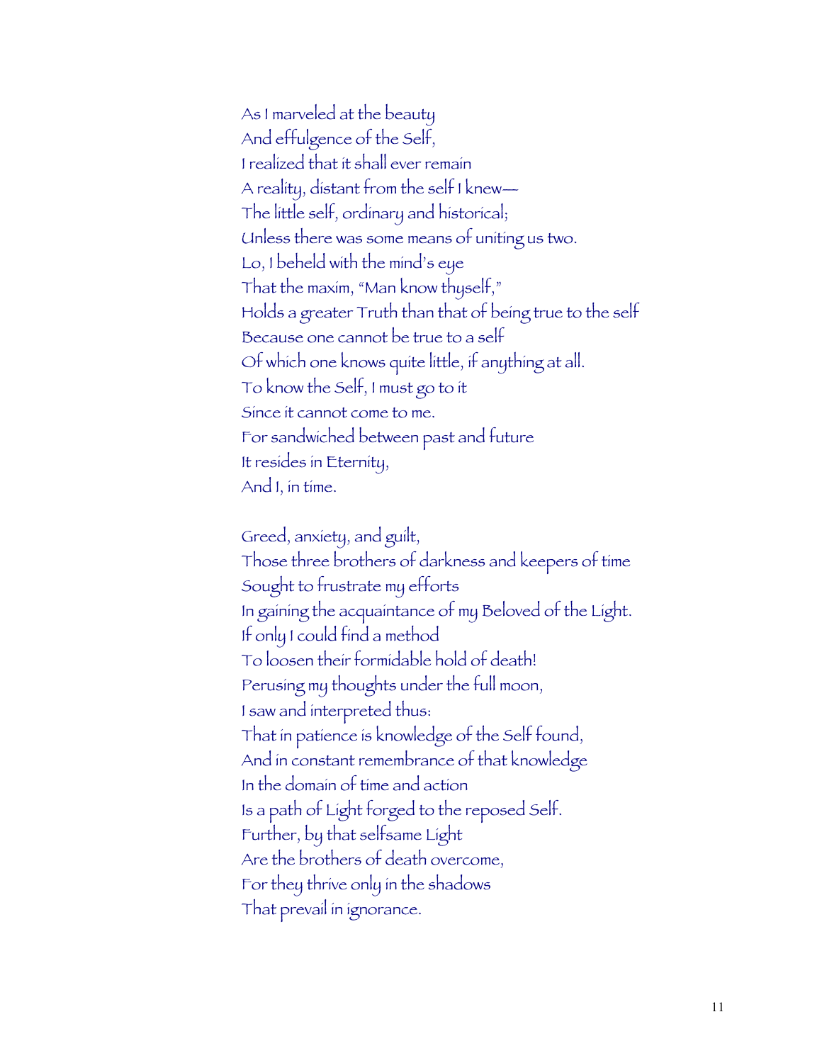As I marveled at the beauty
And effulgence of the Self,
I realized that it shall ever remain
A reality, distant from the self I knew—
The little self, ordinary and historical;
Unless there was some means of uniting us two.
Lo, I beheld with the mind's eye
That the maxim, "Man know thyself,"
Holds a greater Truth than that of being true to the self
Because one cannot be true to a self
Of which one knows quite little, if anything at all.
To know the Self, I must go to it
Since it cannot come to me.
For sandwiched between past and future
It resides in Eternity,
And I, in time.

Greed, anxiety, and guilt,
Those three brothers of darkness and keepers of time
Sought to frustrate my efforts
In gaining the acquaintance of my Beloved of the Light.
If only I could find a method
To loosen their formidable hold of death!
Perusing my thoughts under the full moon,
I saw and interpreted thus:
That in patience is knowledge of the Self found,
And in constant remembrance of that knowledge
In the domain of time and action
Is a path of Light forged to the reposed Self.
Further, by that selfsame Light
Are the brothers of death overcome,
For they thrive only in the shadows
That prevail in ignorance.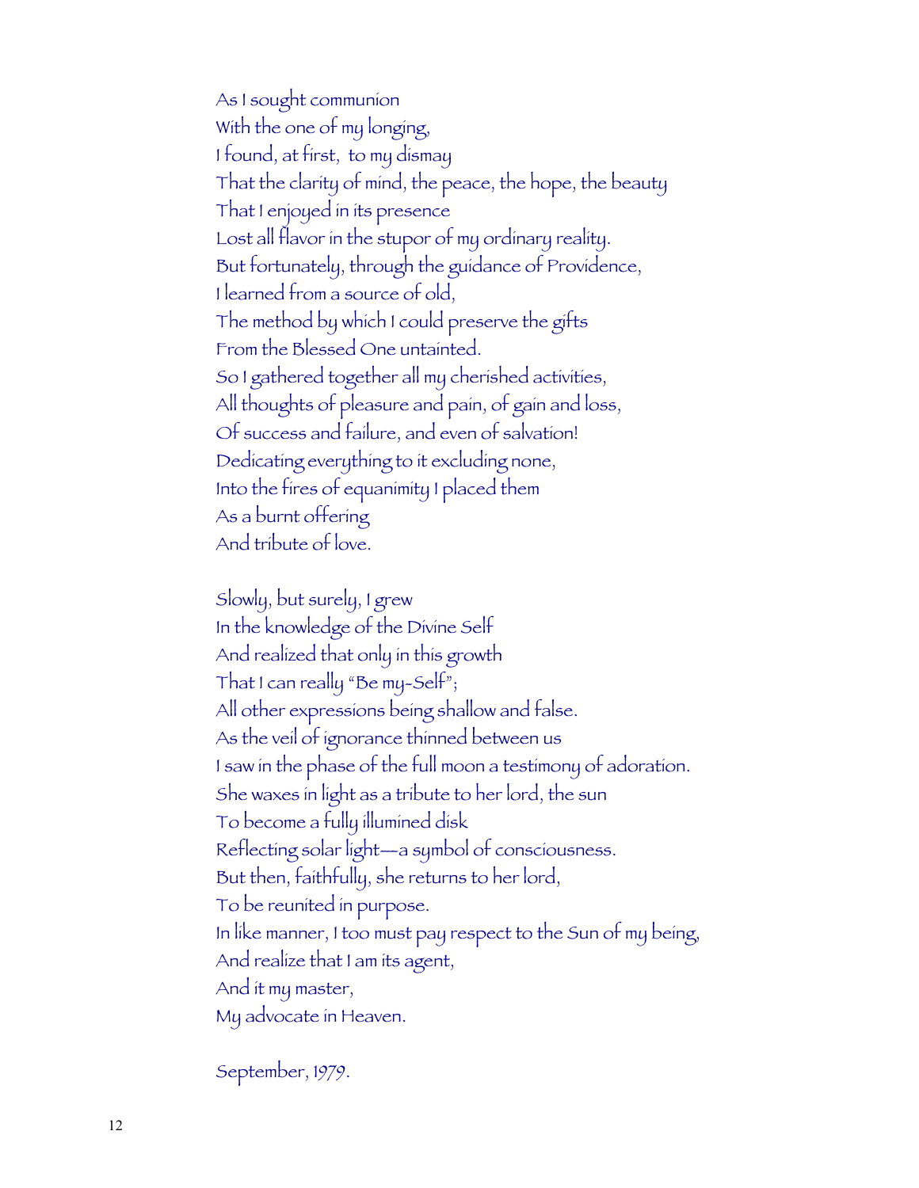As I sought communion  
With the one of my longing,  
I found, at first, to my dismay  
That the clarity of mind, the peace, the hope, the beauty  
That I enjoyed in its presence  
Lost all flavor in the stupor of my ordinary reality.  
But fortunately, through the guidance of Providence,  
I learned from a source of old,  
The method by which I could preserve the gifts  
From the Blessed One untainted.  
So I gathered together all my cherished activities,  
All thoughts of pleasure and pain, of gain and loss,  
Of success and failure, and even of salvation!  
Dedicating everything to it excluding none,  
Into the fires of equanimity I placed them  
As a burnt offering  
And tribute of love.

Slowly, but surely, I grew  
In the knowledge of the Divine Self  
And realized that only in this growth  
That I can really "Be my-Self";  
All other expressions being shallow and false.  
As the veil of ignorance thinned between us  
I saw in the phase of the full moon a testimony of adoration.  
She waxes in light as a tribute to her lord, the sun  
To become a fully illumined disk  
Reflecting solar light—a symbol of consciousness.  
But then, faithfully, she returns to her lord,  
To be reunited in purpose.  
In like manner, I too must pay respect to the Sun of my being,  
And realize that I am its agent,  
And it my master,  
My advocate in Heaven.

September, 1979.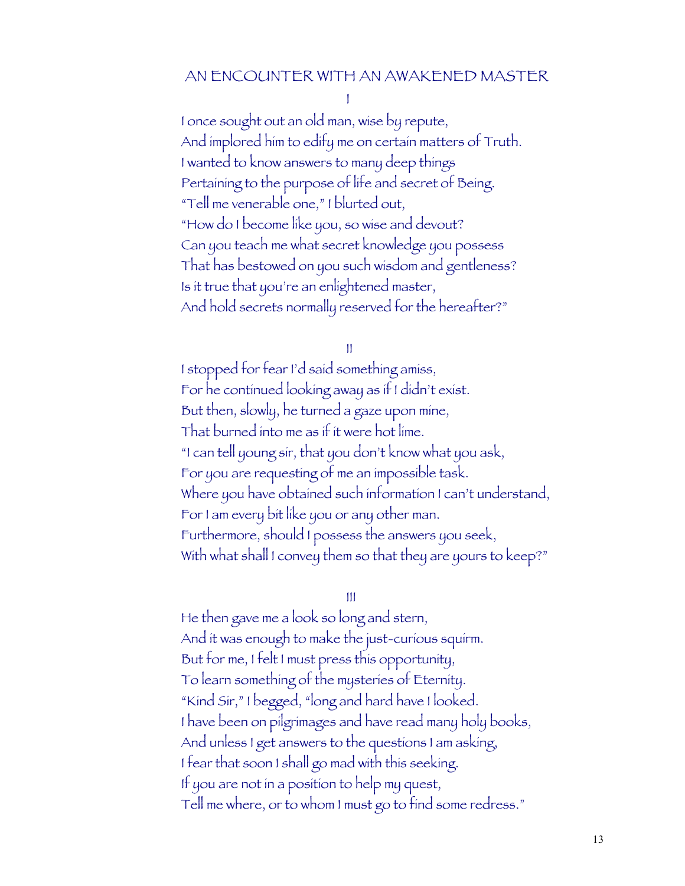# AN ENCOUNTER WITH AN AWAKENED MASTER

I

I once sought out an old man, wise by repute,
And implored him to edify me on certain matters of Truth.
I wanted to know answers to many deep things
Pertaining to the purpose of life and secret of Being.
"Tell me venerable one," I blurted out,
"How do I become like you, so wise and devout?
Can you teach me what secret knowledge you possess
That has bestowed on you such wisdom and gentleness?
Is it true that you're an enlightened master,
And hold secrets normally reserved for the hereafter?"

II

I stopped for fear I'd said something amiss,
For he continued looking away as if I didn't exist.
But then, slowly, he turned a gaze upon mine,
That burned into me as if it were hot lime.
"I can tell young sir, that you don't know what you ask,
For you are requesting of me an impossible task.
Where you have obtained such information I can't understand,
For I am every bit like you or any other man.
Furthermore, should I possess the answers you seek,
With what shall I convey them so that they are yours to keep?"

III

He then gave me a look so long and stern,
And it was enough to make the just-curious squirm.
But for me, I felt I must press this opportunity,
To learn something of the mysteries of Eternity.
"Kind Sir," I begged, "long and hard have I looked.
I have been on pilgrimages and have read many holy books,
And unless I get answers to the questions I am asking,
I fear that soon I shall go mad with this seeking.
If you are not in a position to help my quest,
Tell me where, or to whom I must go to find some redress."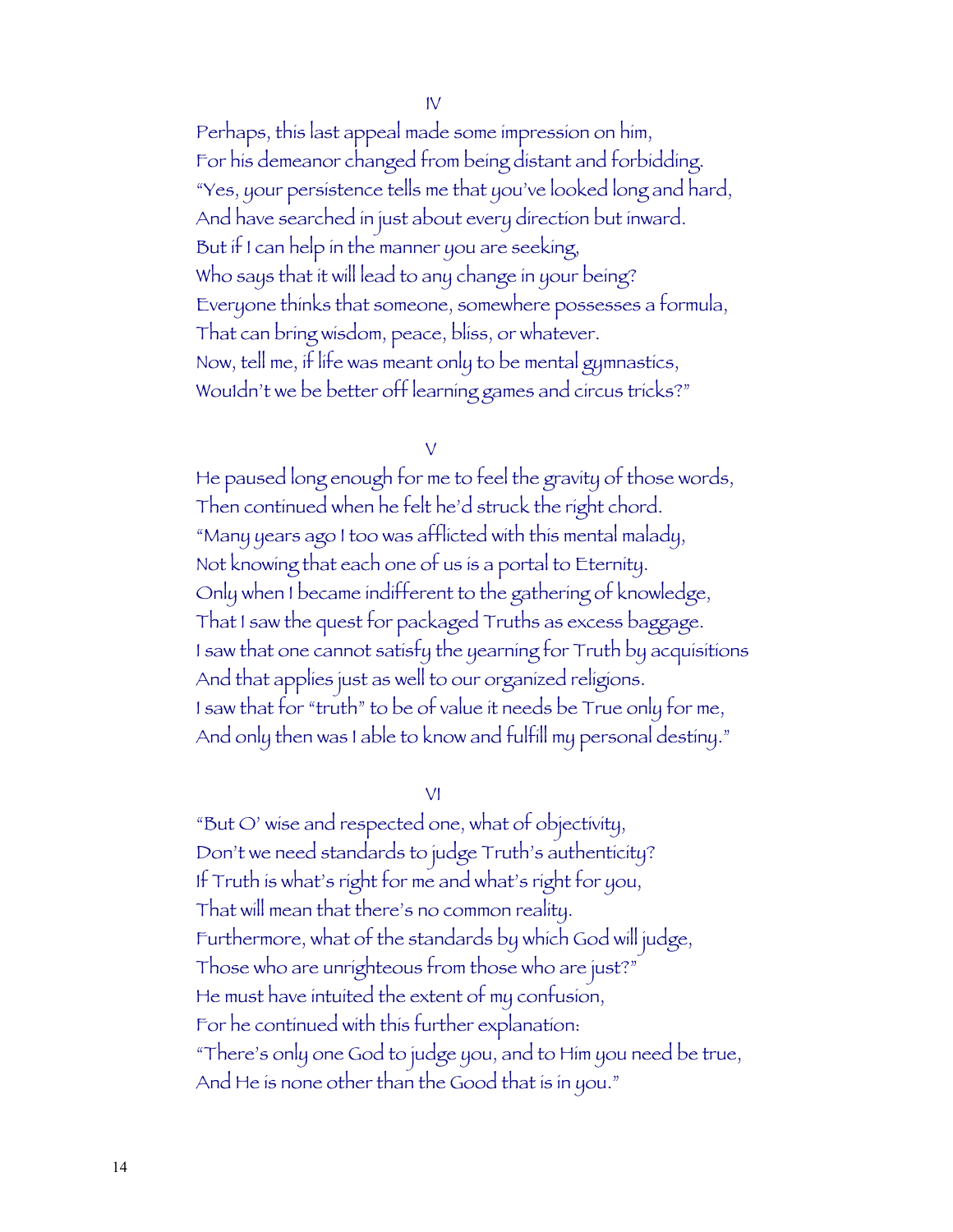IV

Perhaps, this last appeal made some impression on him,
For his demeanor changed from being distant and forbidding.
"Yes, your persistence tells me that you've looked long and hard,
And have searched in just about every direction but inward.
But if I can help in the manner you are seeking,
Who says that it will lead to any change in your being?
Everyone thinks that someone, somewhere possesses a formula,
That can bring wisdom, peace, bliss, or whatever.
Now, tell me, if life was meant only to be mental gymnastics,
Wouldn't we be better off learning games and circus tricks?"

V

He paused long enough for me to feel the gravity of those words,
Then continued when he felt he'd struck the right chord.
"Many years ago I too was afflicted with this mental malady,
Not knowing that each one of us is a portal to Eternity.
Only when I became indifferent to the gathering of knowledge,
That I saw the quest for packaged Truths as excess baggage.
I saw that one cannot satisfy the yearning for Truth by acquisitions
And that applies just as well to our organized religions.
I saw that for "truth" to be of value it needs be True only for me,
And only then was I able to know and fulfill my personal destiny."

VI

"But O' wise and respected one, what of objectivity,
Don't we need standards to judge Truth's authenticity?
If Truth is what's right for me and what's right for you,
That will mean that there's no common reality.
Furthermore, what of the standards by which God will judge,
Those who are unrighteous from those who are just?"
He must have intuited the extent of my confusion,
For he continued with this further explanation:
"There's only one God to judge you, and to Him you need be true,
And He is none other than the Good that is in you."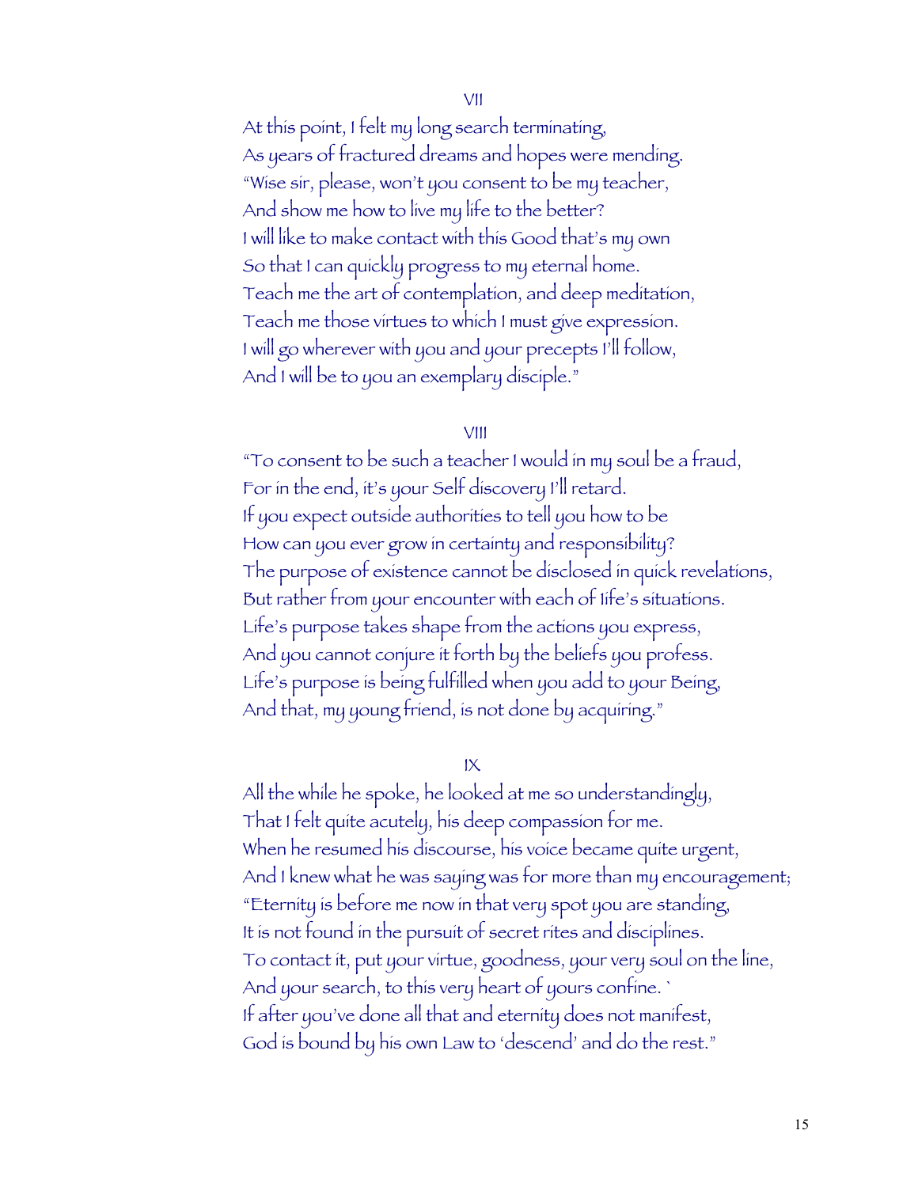## VII

At this point, I felt my long search terminating,  
As years of fractured dreams and hopes were mending.  
"Wise sir, please, won't you consent to be my teacher,  
And show me how to live my life to the better?  
I will like to make contact with this Good that's my own  
So that I can quickly progress to my eternal home.  
Teach me the art of contemplation, and deep meditation,  
Teach me those virtues to which I must give expression.  
I will go wherever with you and your precepts I'll follow,  
And I will be to you an exemplary disciple."

## VIII

"To consent to be such a teacher I would in my soul be a fraud,  
For in the end, it's your Self discovery I'll retard.  
If you expect outside authorities to tell you how to be  
How can you ever grow in certainty and responsibility?  
The purpose of existence cannot be disclosed in quick revelations,  
But rather from your encounter with each of life's situations.  
Life's purpose takes shape from the actions you express,  
And you cannot conjure it forth by the beliefs you profess.  
Life's purpose is being fulfilled when you add to your Being,  
And that, my young friend, is not done by acquiring."

## IX

All the while he spoke, he looked at me so understandingly,  
That I felt quite acutely, his deep compassion for me.  
When he resumed his discourse, his voice became quite urgent,  
And I knew what he was saying was for more than my encouragement;  
"Eternity is before me now in that very spot you are standing,  
It is not found in the pursuit of secret rites and disciplines.  
To contact it, put your virtue, goodness, your very soul on the line,  
And your search, to this very heart of yours confine. `  
If after you've done all that and eternity does not manifest,  
God is bound by his own Law to 'descend' and do the rest."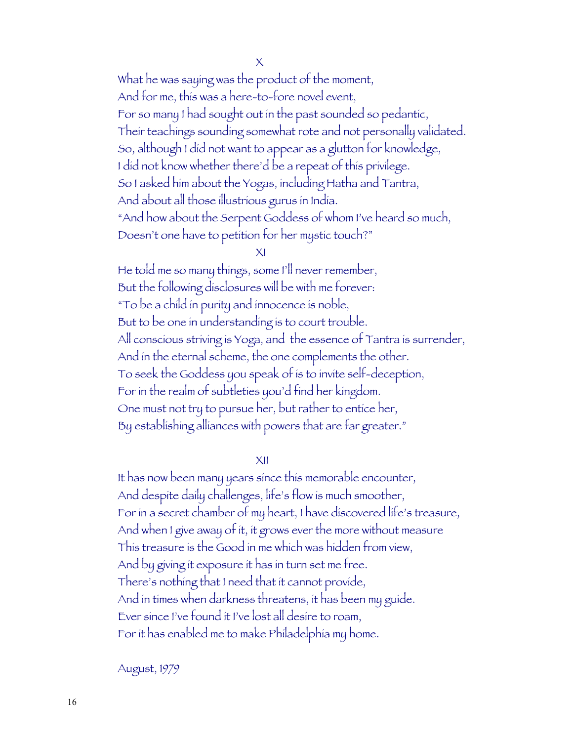X

What he was saying was the product of the moment,  
And for me, this was a here-to-fore novel event,  
For so many I had sought out in the past sounded so pedantic,  
Their teachings sounding somewhat rote and not personally validated.  
So, although I did not want to appear as a glutton for knowledge,  
I did not know whether there'd be a repeat of this privilege.  
So I asked him about the Yogas, including Hatha and Tantra,  
And about all those illustrious gurus in India.  
"And how about the Serpent Goddess of whom I've heard so much,  
Doesn't one have to petition for her mystic touch?"

XI

He told me so many things, some I'll never remember,  
But the following disclosures will be with me forever:  
"To be a child in purity and innocence is noble,  
But to be one in understanding is to court trouble.  
All conscious striving is Yoga, and the essence of Tantra is surrender,  
And in the eternal scheme, the one complements the other.  
To seek the Goddess you speak of is to invite self-deception,  
For in the realm of subtleties you'd find her kingdom.  
One must not try to pursue her, but rather to entice her,  
By establishing alliances with powers that are far greater."

XII

It has now been many years since this memorable encounter,  
And despite daily challenges, life's flow is much smoother,  
For in a secret chamber of my heart, I have discovered life's treasure,  
And when I give away of it, it grows ever the more without measure  
This treasure is the Good in me which was hidden from view,  
And by giving it exposure it has in turn set me free.  
There's nothing that I need that it cannot provide,  
And in times when darkness threatens, it has been my guide.  
Ever since I've found it I've lost all desire to roam,  
For it has enabled me to make Philadelphia my home.

August, 1979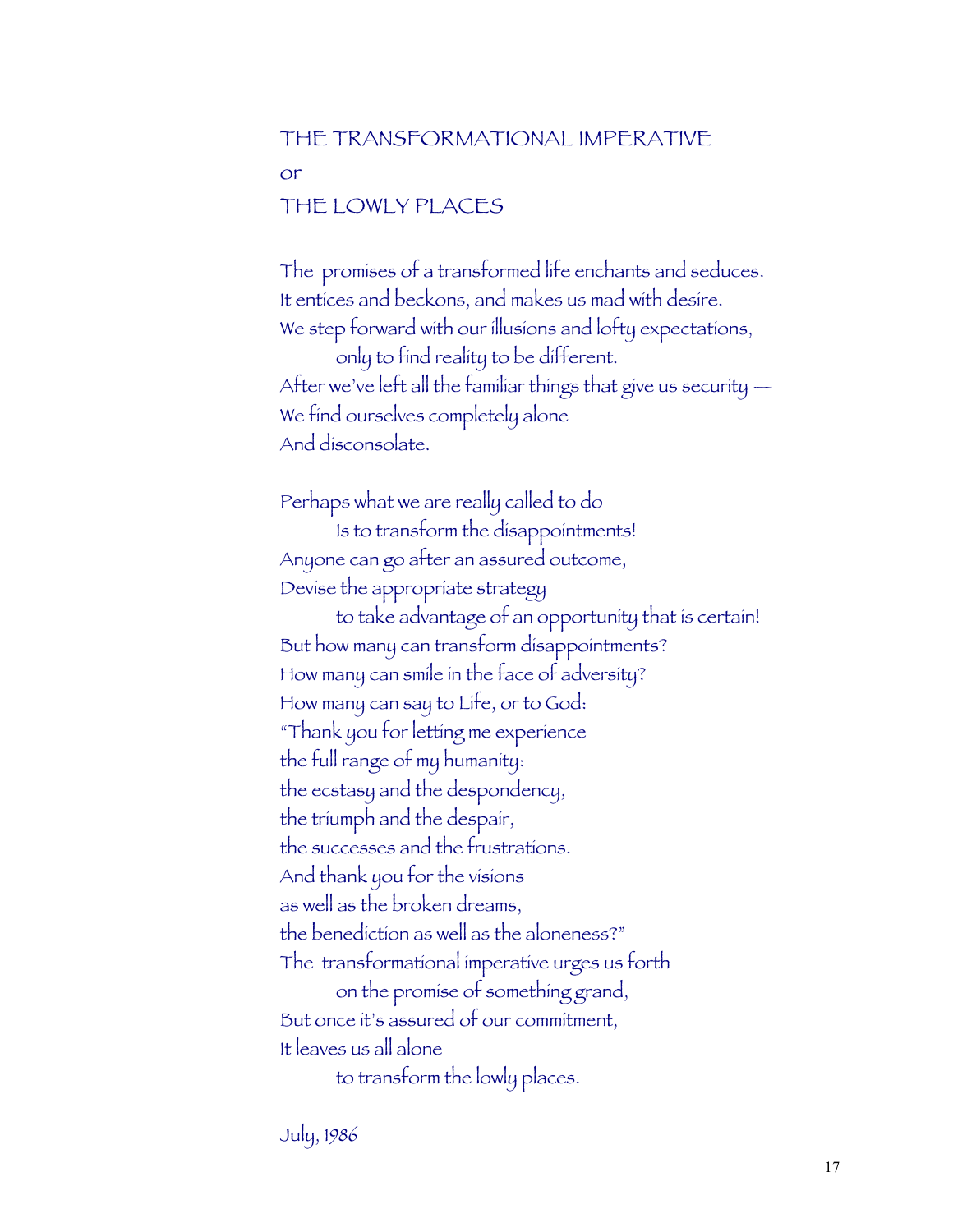# THE TRANSFORMATIONAL IMPERATIVE

or

# THE LOWLY PLACES

The promises of a transformed life enchants and seduces.
It entices and beckons, and makes us mad with desire.
We step forward with our illusions and lofty expectations,
    only to find reality to be different.
After we've left all the familiar things that give us security —
We find ourselves completely alone
And disconsolate.

Perhaps what we are really called to do
    Is to transform the disappointments!
Anyone can go after an assured outcome,
Devise the appropriate strategy
    to take advantage of an opportunity that is certain!
But how many can transform disappointments?
How many can smile in the face of adversity?
How many can say to Life, or to God:
"Thank you for letting me experience
the full range of my humanity:
the ecstasy and the despondency,
the triumph and the despair,
the successes and the frustrations.
And thank you for the visions
as well as the broken dreams,
the benediction as well as the aloneness?"
The transformational imperative urges us forth
    on the promise of something grand,
But once it's assured of our commitment,
It leaves us all alone
    to transform the lowly places.

July, 1986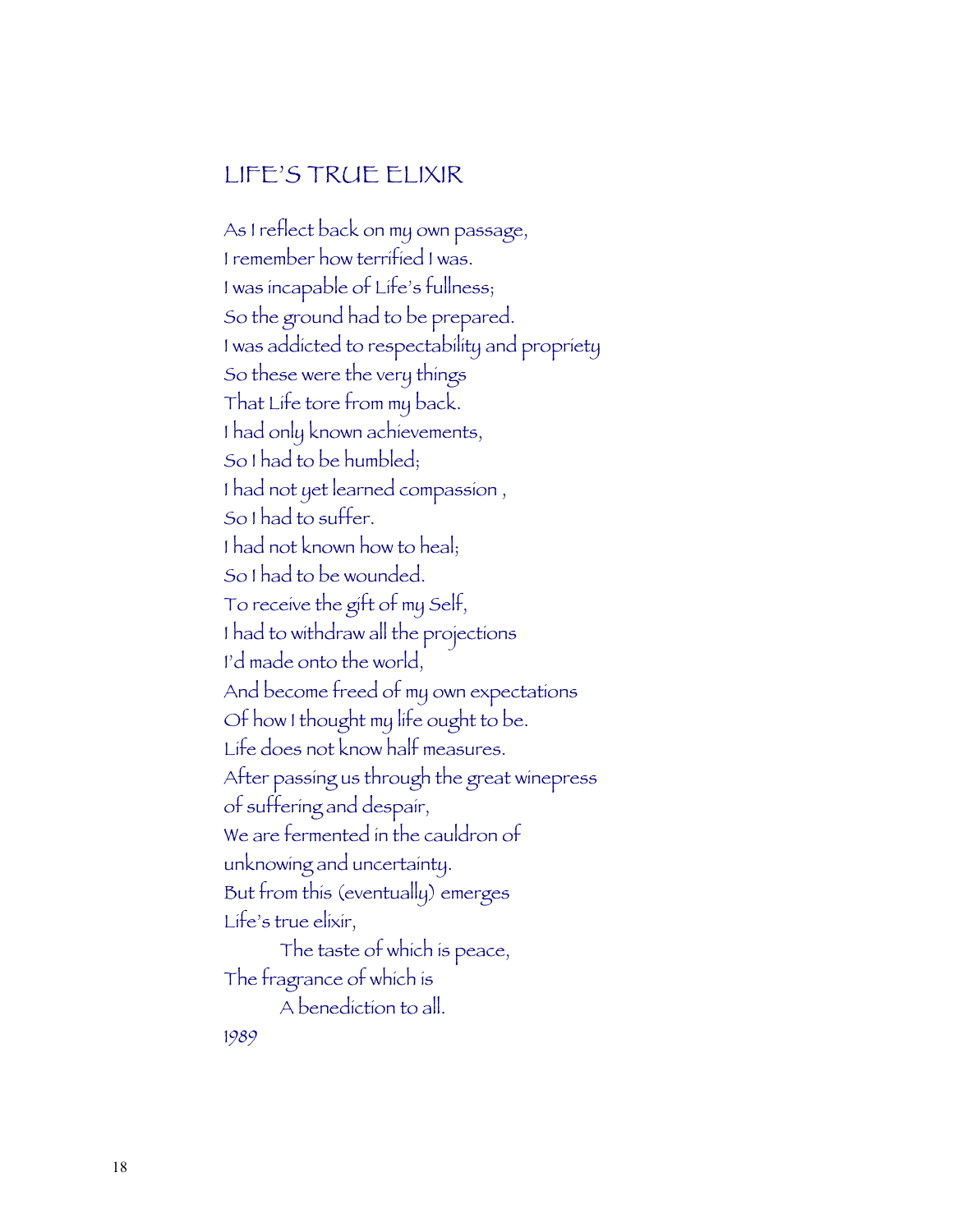## LIFE'S TRUE ELIXIR

As I reflect back on my own passage,  
I remember how terrified I was.  
I was incapable of Life's fullness;  
So the ground had to be prepared.  
I was addicted to respectability and propriety  
So these were the very things  
That Life tore from my back.  
I had only known achievements,  
So I had to be humbled;  
I had not yet learned compassion ,  
So I had to suffer.  
I had not known how to heal;  
So I had to be wounded.  
To receive the gift of my Self,  
I had to withdraw all the projections  
I'd made onto the world,  
And become freed of my own expectations  
Of how I thought my life ought to be.  
Life does not know half measures.  
After passing us through the great winepress  
of suffering and despair,  
We are fermented in the cauldron of  
unknowing and uncertainty.  
But from this (eventually) emerges  
Life's true elixir,  
    The taste of which is peace,  
The fragrance of which is  
    A benediction to all.

*1989*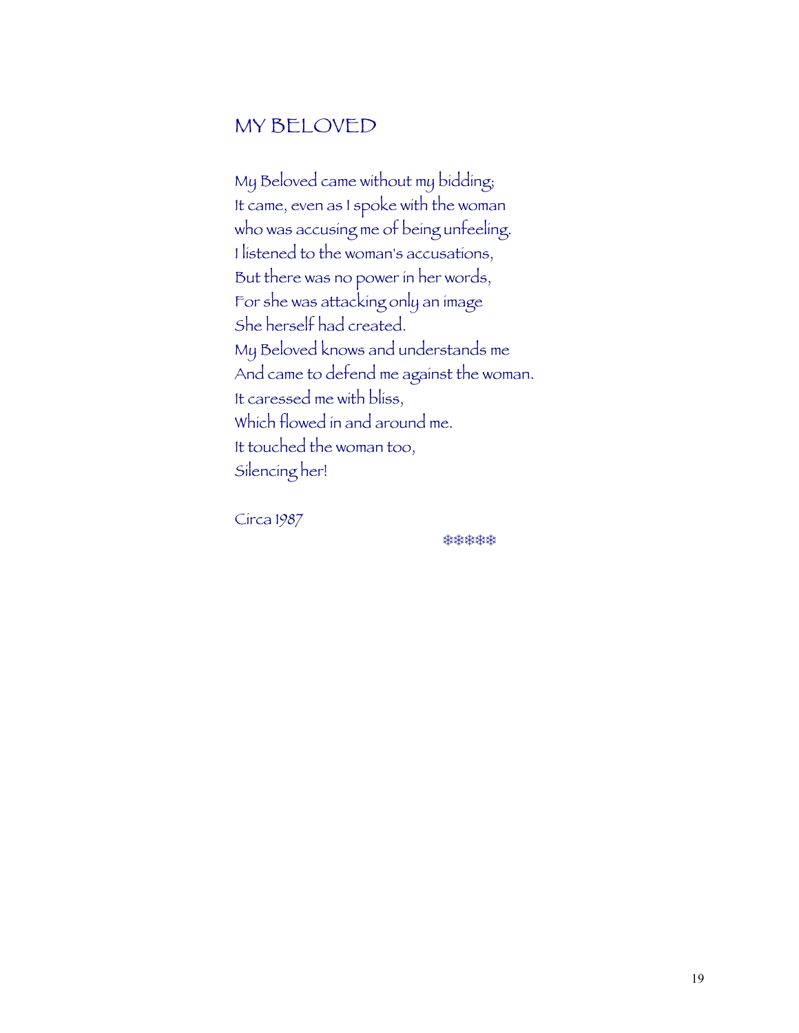## MY BELOVED

My Beloved came without my bidding;
It came, even as I spoke with the woman
who was accusing me of being unfeeling.
I listened to the woman's accusations,
But there was no power in her words,
For she was attacking only an image
She herself had created.
My Beloved knows and understands me
And came to defend me against the woman.
It caressed me with bliss,
Which flowed in and around me.
It touched the woman too,
Silencing her!

Circa 1987

❄❄❄❄❄